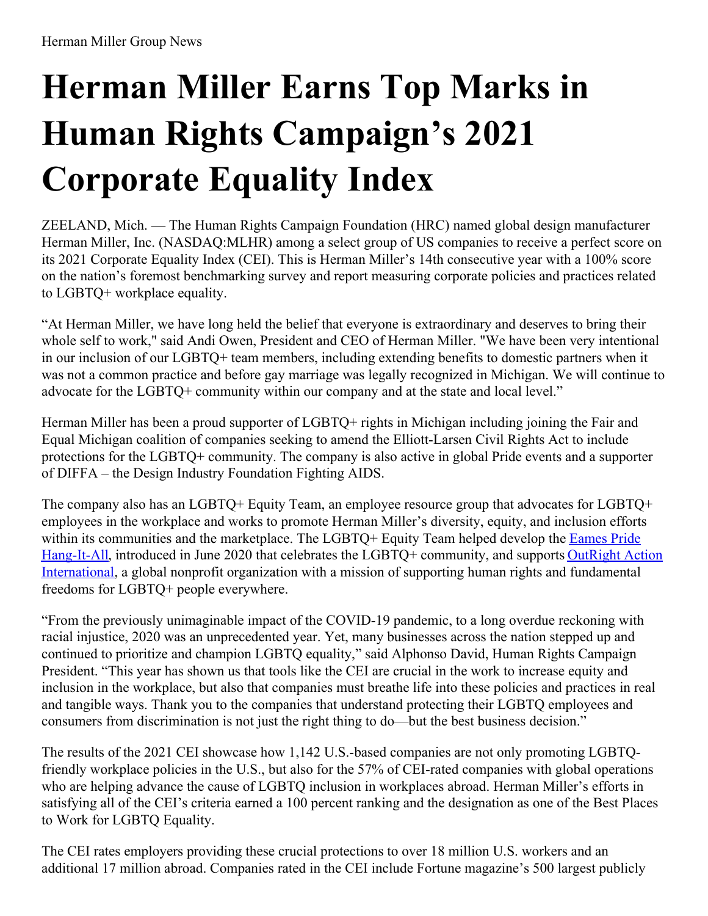Herman Miller Group News

# Herman Miller Earns Top Marks in Human Rights Campaign's 2021 Corporate Equality Index

ZEELAND, Mich. — The Human Rights Campaign Foundation (HRC) named global design manufacturer Herman Miller, Inc. (NASDAQ:MLHR) among a select group of US companies to receive a perfect score on its 2021 Corporate Equality Index (CEI). This is Herman Miller's 14th consecutive year with a 100% score on the nation's foremost benchmarking survey and report measuring corporate policies and practices related to LGBTQ+ workplace equality.

"At Herman Miller, we have long held the belief that everyone is extraordinary and deserves to bring their whole self to work," said Andi Owen, President and CEO of Herman Miller. "We have been very intentional in our inclusion of our LGBTQ+ team members, including extending benefits to domestic partners when it was not a common practice and before gay marriage was legally recognized in Michigan. We will continue to advocate for the LGBTQ+ community within our company and at the state and local level."

Herman Miller has been a proud supporter of LGBTQ+ rights in Michigan including joining the Fair and Equal Michigan coalition of companies seeking to amend the Elliott-Larsen Civil Rights Act to include protections for the LGBTQ+ community. The company is also active in global Pride events and a supporter of DIFFA – the Design Industry Foundation Fighting AIDS.

The company also has an LGBTQ+ Equity Team, an employee resource group that advocates for LGBTQ+ employees in the workplace and works to promote Herman Miller's diversity, equity, and inclusion efforts within its communities and the marketplace. The LGBTQ+ Equity Team helped develop the Eames Pride Hang-It-All, introduced in June 2020 that celebrates the LGBTQ+ community, and supports OutRight Action International, a global nonprofit organization with a mission of supporting human rights and fundamental freedoms for LGBTQ+ people everywhere.

"From the previously unimaginable impact of the COVID-19 pandemic, to a long overdue reckoning with racial injustice, 2020 was an unprecedented year. Yet, many businesses across the nation stepped up and continued to prioritize and champion LGBTQ equality," said Alphonso David, Human Rights Campaign President. "This year has shown us that tools like the CEI are crucial in the work to increase equity and inclusion in the workplace, but also that companies must breathe life into these policies and practices in real and tangible ways. Thank you to the companies that understand protecting their LGBTQ employees and consumers from discrimination is not just the right thing to do—but the best business decision."

The results of the 2021 CEI showcase how 1,142 U.S.-based companies are not only promoting LGBTQ-friendly workplace policies in the U.S., but also for the 57% of CEI-rated companies with global operations who are helping advance the cause of LGBTQ inclusion in workplaces abroad. Herman Miller's efforts in satisfying all of the CEI's criteria earned a 100 percent ranking and the designation as one of the Best Places to Work for LGBTQ Equality.

The CEI rates employers providing these crucial protections to over 18 million U.S. workers and an additional 17 million abroad. Companies rated in the CEI include Fortune magazine's 500 largest publicly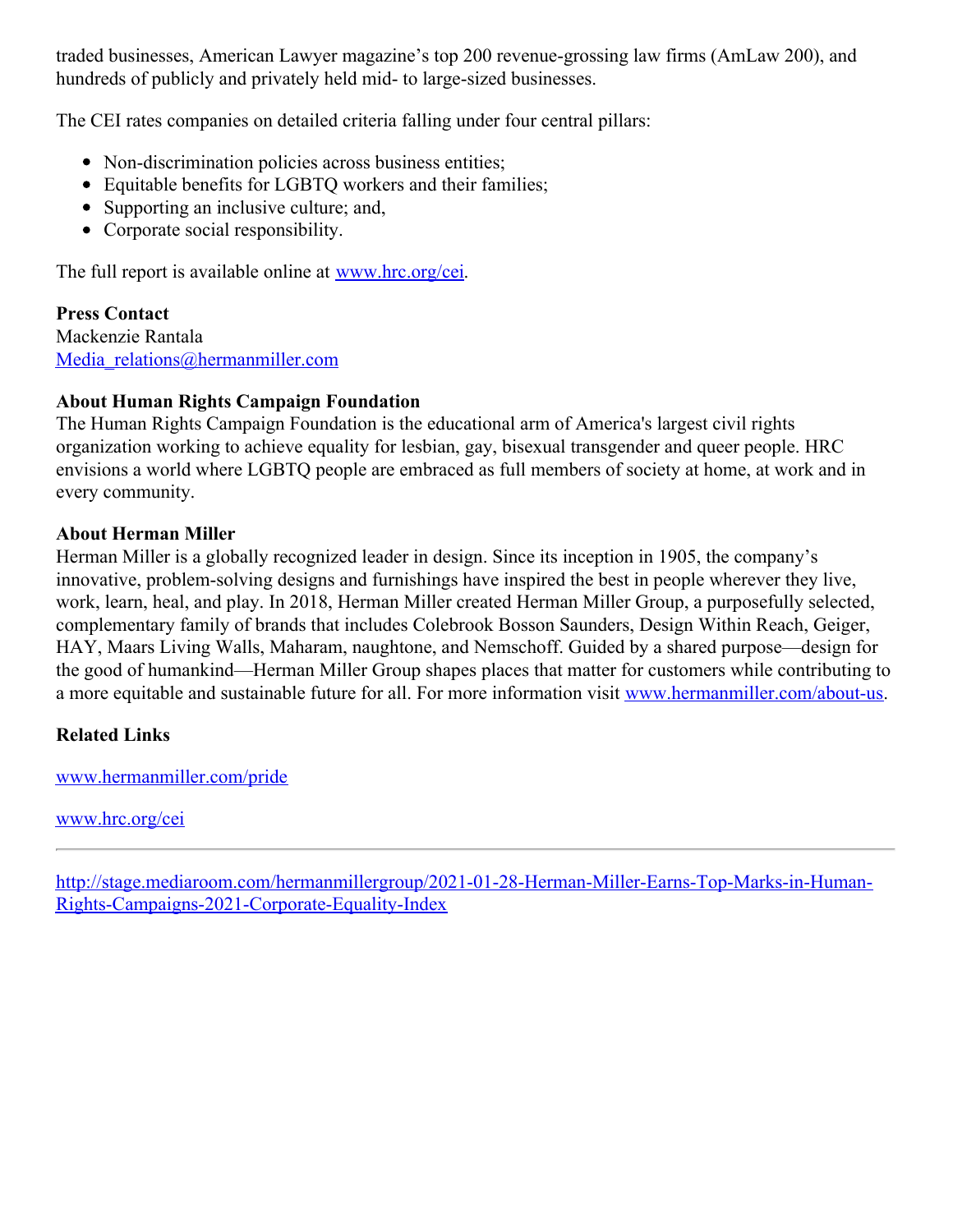traded businesses, American Lawyer magazine's top 200 revenue-grossing law firms (AmLaw 200), and hundreds of publicly and privately held mid- to large-sized businesses.

The CEI rates companies on detailed criteria falling under four central pillars:

- Non-discrimination policies across business entities;
- Equitable benefits for LGBTQ workers and their families;
- Supporting an inclusive culture; and,
- Corporate social responsibility.

The full report is available online at www.hrc.org/cei.

**Press Contact**
Mackenzie Rantala
Media_relations@hermanmiller.com

**About Human Rights Campaign Foundation**
The Human Rights Campaign Foundation is the educational arm of America's largest civil rights organization working to achieve equality for lesbian, gay, bisexual transgender and queer people. HRC envisions a world where LGBTQ people are embraced as full members of society at home, at work and in every community.

**About Herman Miller**
Herman Miller is a globally recognized leader in design. Since its inception in 1905, the company's innovative, problem-solving designs and furnishings have inspired the best in people wherever they live, work, learn, heal, and play. In 2018, Herman Miller created Herman Miller Group, a purposefully selected, complementary family of brands that includes Colebrook Bosson Saunders, Design Within Reach, Geiger, HAY, Maars Living Walls, Maharam, naughtone, and Nemschoff. Guided by a shared purpose—design for the good of humankind—Herman Miller Group shapes places that matter for customers while contributing to a more equitable and sustainable future for all. For more information visit www.hermanmiller.com/about-us.

**Related Links**

www.hermanmiller.com/pride

www.hrc.org/cei

---

http://stage.mediaroom.com/hermanmillergroup/2021-01-28-Herman-Miller-Earns-Top-Marks-in-Human-Rights-Campaigns-2021-Corporate-Equality-Index